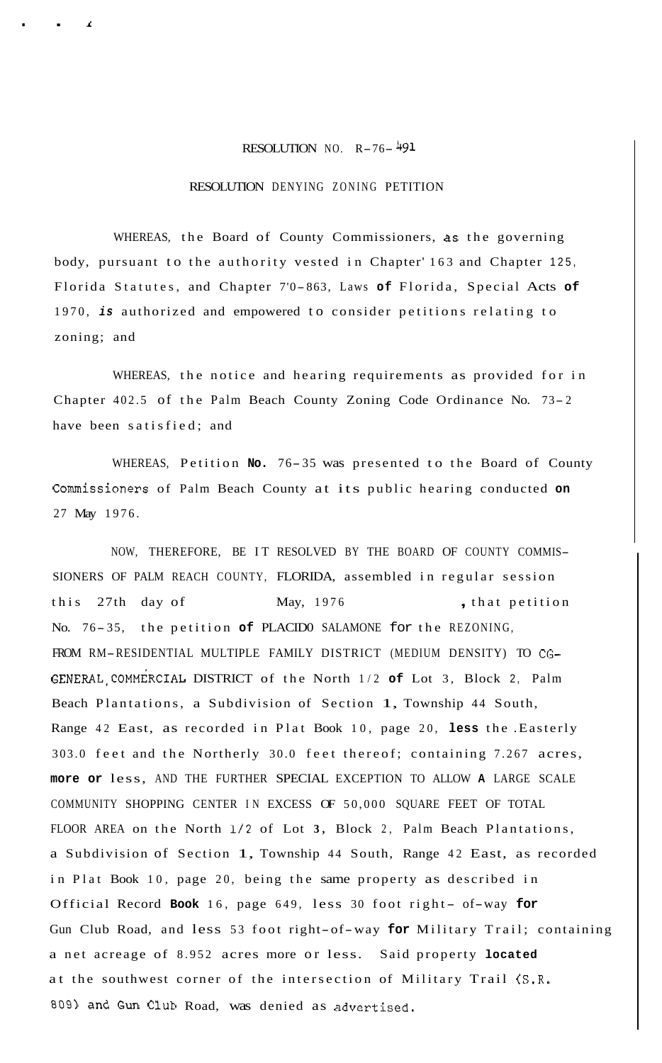RESOLUTION NO. R-76-491

RESOLUTION DENYING ZONING PETITION

WHEREAS, the Board of County Commissioners, as the governing body, pursuant to the authority vested in Chapter 163 and Chapter 125, Florida Statutes, and Chapter 70-863, Laws of Florida, Special Acts of 1970, is authorized and empowered to consider petitions relating to zoning; and

WHEREAS, the notice and hearing requirements as provided for in Chapter 402.5 of the Palm Beach County Zoning Code Ordinance No. 73-2 have been satisfied; and

WHEREAS, Petition No. 76-35 was presented to the Board of County Commissioners of Palm Beach County at its public hearing conducted on 27 May 1976.

NOW, THEREFORE, BE IT RESOLVED BY THE BOARD OF COUNTY COMMISSIONERS OF PALM REACH COUNTY, FLORIDA, assembled in regular session this 27th day of May, 1976, that petition No. 76-35, the petition of PLACIDO SALAMONE for the REZONING, FROM RM-RESIDENTIAL MULTIPLE FAMILY DISTRICT (MEDIUM DENSITY) TO CG-GENERAL COMMERCIAL DISTRICT of the North 1/2 of Lot 3, Block 2, Palm Beach Plantations, a Subdivision of Section 1, Township 44 South, Range 42 East, as recorded in Plat Book 10, page 20, less the Easterly 303.0 feet and the Northerly 30.0 feet thereof; containing 7.267 acres, more or less, AND THE FURTHER SPECIAL EXCEPTION TO ALLOW A LARGE SCALE COMMUNITY SHOPPING CENTER IN EXCESS OF 50,000 SQUARE FEET OF TOTAL FLOOR AREA on the North 1/2 of Lot 3, Block 2, Palm Beach Plantations, a Subdivision of Section 1, Township 44 South, Range 42 East, as recorded in Plat Book 10, page 20, being the same property as described in Official Record Book 16, page 649, less 30 foot right- of-way for Gun Club Road, and less 53 foot right-of-way for Military Trail; containing a net acreage of 8.952 acres more or less. Said property located at the southwest corner of the intersection of Military Trail (S.R. 809) and Gun Club Road, was denied as advertised.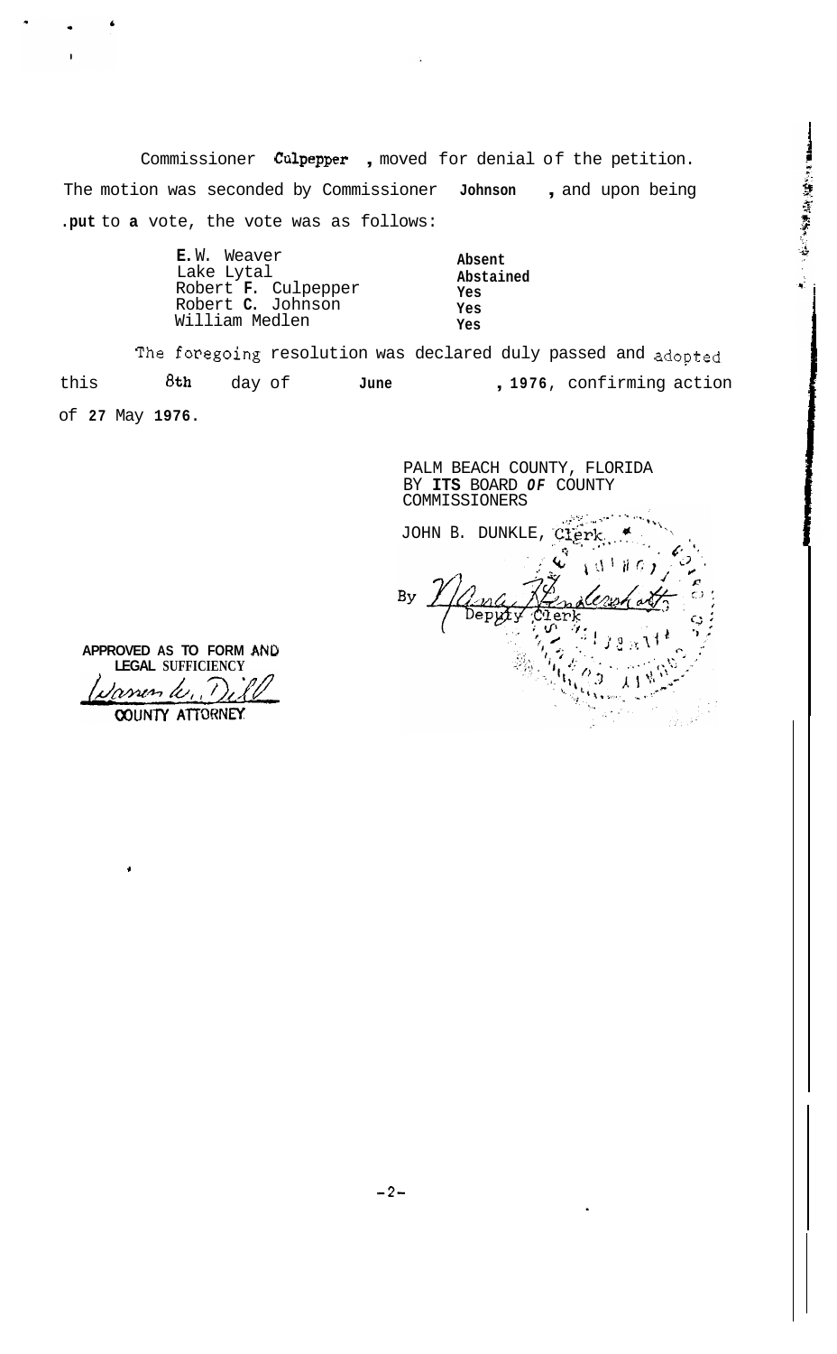Commissioner Culpepper, moved for denial of the petition. The motion was seconded by Commissioner Johnson, and upon being put to a vote, the vote was as follows:

| | |
|---|---|
| E. W. Weaver | Absent |
| Lake Lytal | Abstained |
| Robert F. Culpepper | Yes |
| Robert C. Johnson | Yes |
| William Medlen | Yes |

The foregoing resolution was declared duly passed and adopted this 8th day of June, 1976, confirming action of 27 May 1976.

PALM BEACH COUNTY, FLORIDA
BY ITS BOARD OF COUNTY COMMISSIONERS

JOHN B. DUNKLE, Clerk

By ________________
Deputy Clerk

APPROVED AS TO FORM AND LEGAL SUFFICIENCY

________________
COUNTY ATTORNEY